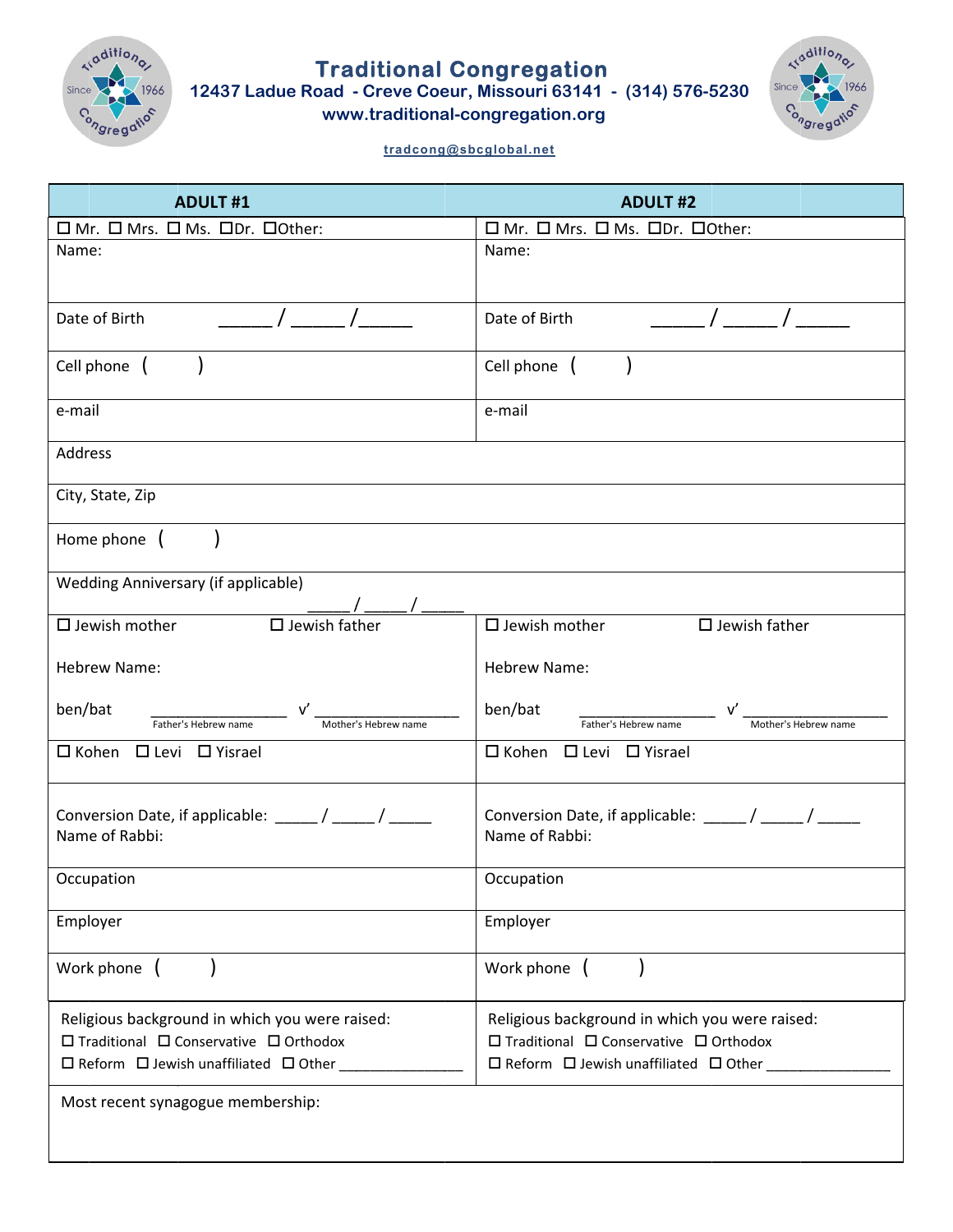# Traditional Congregation

**12437 Ladue Road - Creve Coeur, Missouri 63141 - (314) 576-5230**

**www.traditional-congregation.org**

tradcong@sbcglobal.net

| ADULT #1 | ADULT #2 |
|---|---|
| ☐ Mr. ☐ Mrs. ☐ Ms. ☐Dr. ☐Other: | ☐ Mr. ☐ Mrs. ☐ Ms. ☐Dr. ☐Other: |
| Name: | Name: |
| Date of Birth ______ / ______ /______ | Date of Birth ______ / ______ / ______ |
| Cell phone ( ) | Cell phone ( ) |
| e-mail | e-mail |
| Address | |
| City, State, Zip | |
| Home phone ( ) | |
| Wedding Anniversary (if applicable) _____ / _____ / _____ | |
| ☐ Jewish mother ☐ Jewish father<br><br>Hebrew Name:<br><br>ben/bat ________________ v' _________________<br>Father's Hebrew name Mother's Hebrew name | ☐ Jewish mother ☐ Jewish father<br><br>Hebrew Name:<br><br>ben/bat ________________ v' _________________<br>Father's Hebrew name Mother's Hebrew name |
| ☐ Kohen ☐ Levi ☐ Yisrael | ☐ Kohen ☐ Levi ☐ Yisrael |
| Conversion Date, if applicable: _____ / _____ / _____<br>Name of Rabbi: | Conversion Date, if applicable: _____ / _____ / _____<br>Name of Rabbi: |
| Occupation | Occupation |
| Employer | Employer |
| Work phone ( ) | Work phone ( ) |
| Religious background in which you were raised:<br>☐ Traditional ☐ Conservative ☐ Orthodox<br>☐ Reform ☐ Jewish unaffiliated ☐ Other _______________ | Religious background in which you were raised:<br>☐ Traditional ☐ Conservative ☐ Orthodox<br>☐ Reform ☐ Jewish unaffiliated ☐ Other _______________ |
| Most recent synagogue membership: | |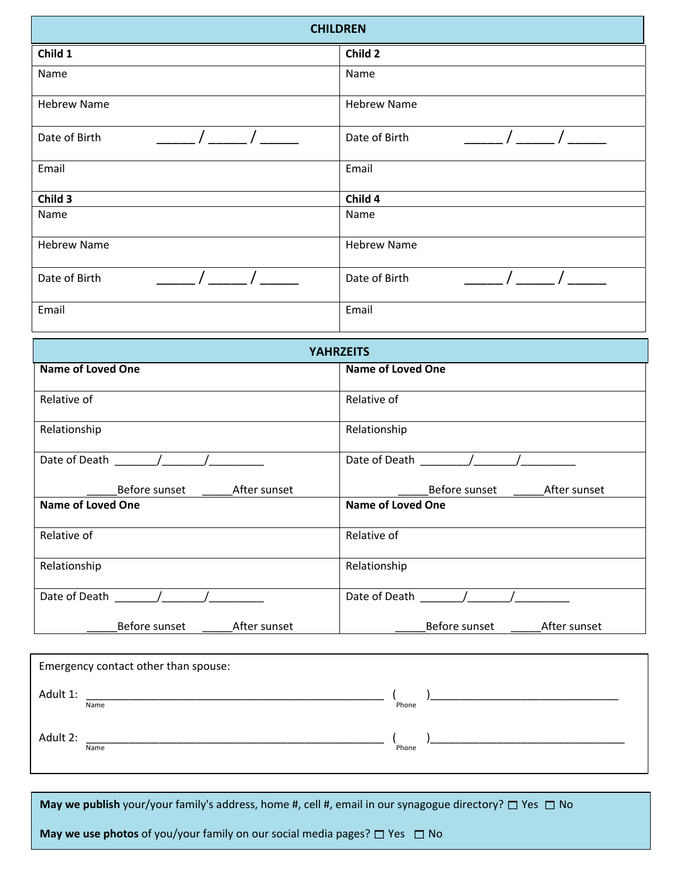## CHILDREN

| **Child 1** | **Child 2** |
|---|---|
| Name | Name |
| Hebrew Name | Hebrew Name |
| Date of Birth ______ / ______ / ______ | Date of Birth ______ / ______ / ______ |
| Email | Email |
| **Child 3** | **Child 4** |
| Name | Name |
| Hebrew Name | Hebrew Name |
| Date of Birth ______ / ______ / ______ | Date of Birth ______ / ______ / ______ |
| Email | Email |

## YAHRZEITS

| **Name of Loved One** | **Name of Loved One** |
|---|---|
| Relative of | Relative of |
| Relationship | Relationship |
| Date of Death _______/_______/_________ _____Before sunset _____After sunset | Date of Death ________/_______/_________ _____Before sunset _____After sunset |
| **Name of Loved One** | **Name of Loved One** |
| Relative of | Relative of |
| Relationship | Relationship |
| Date of Death _______/_______/_________ _____Before sunset _____After sunset | Date of Death _______/_______/_________ _____Before sunset _____After sunset |

Emergency contact other than spouse:

Adult 1: ____________________________________________________ (      )________________________________
Name                                                                                                    Phone

Adult 2: ____________________________________________________ (      )_________________________________
Name                                                                                                    Phone

**May we publish** your/your family's address, home #, cell #, email in our synagogue directory? ☐ Yes ☐ No

**May we use photos** of you/your family on our social media pages? ☐ Yes ☐ No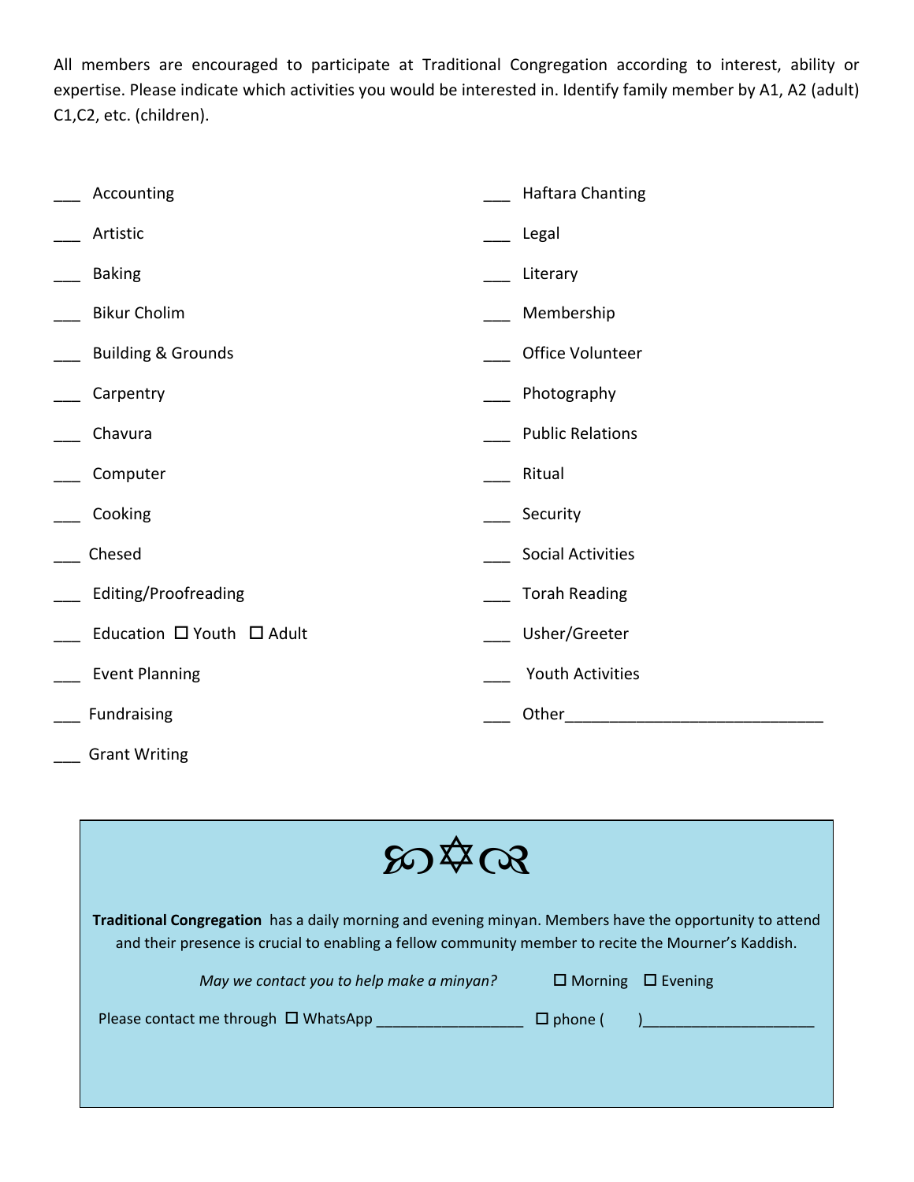All members are encouraged to participate at Traditional Congregation according to interest, ability or expertise. Please indicate which activities you would be interested in. Identify family member by A1, A2 (adult) C1,C2, etc. (children).

___ Accounting

___ Artistic

___ Baking

___ Bikur Cholim

___ Building & Grounds

___ Carpentry

___ Chavura

___ Computer

___ Cooking

___ Chesed

___ Editing/Proofreading

___ Education ☐ Youth ☐ Adult

___ Event Planning

___ Fundraising

___ Grant Writing

___ Haftara Chanting

___ Legal

___ Literary

___ Membership

___ Office Volunteer

___ Photography

___ Public Relations

___ Ritual

___ Security

___ Social Activities

___ Torah Reading

___ Usher/Greeter

___ Youth Activities

___ Other______________________________

---

∞ ✡ ∞

**Traditional Congregation** has a daily morning and evening minyan. Members have the opportunity to attend and their presence is crucial to enabling a fellow community member to recite the Mourner's Kaddish.

*May we contact you to help make a minyan?* ☐ Morning ☐ Evening

Please contact me through ☐ WhatsApp __________________ ☐ phone (    )_____________________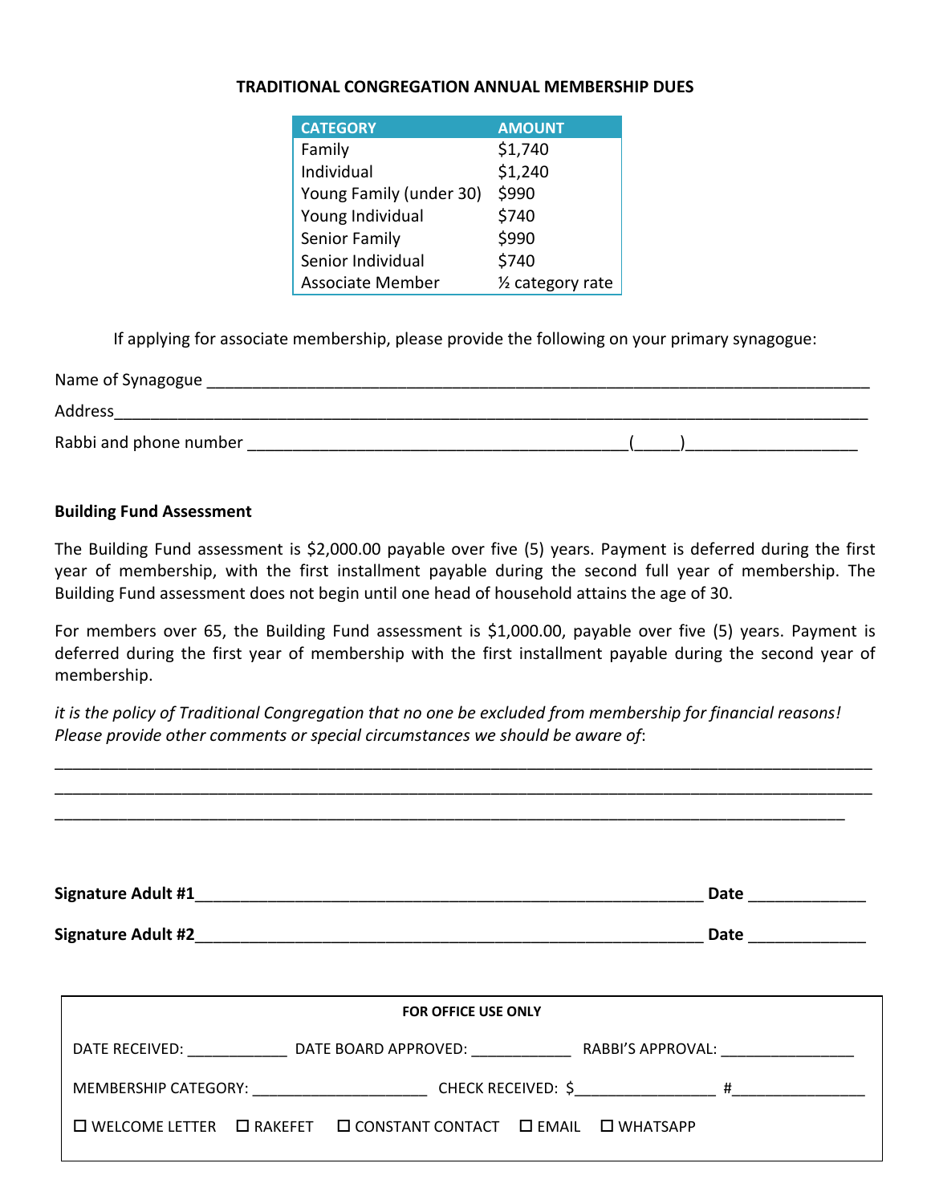**TRADITIONAL CONGREGATION ANNUAL MEMBERSHIP DUES**

| CATEGORY | AMOUNT |
|---|---|
| Family | $1,740 |
| Individual | $1,240 |
| Young Family (under 30) | $990 |
| Young Individual | $740 |
| Senior Family | $990 |
| Senior Individual | $740 |
| Associate Member | ½ category rate |

If applying for associate membership, please provide the following on your primary synagogue:

Name of Synagogue ___________________________________________________________________________

Address_________________________________________________________________________________

Rabbi and phone number ____________________________________________(_____)___________________

**Building Fund Assessment**

The Building Fund assessment is $2,000.00 payable over five (5) years. Payment is deferred during the first year of membership, with the first installment payable during the second full year of membership. The Building Fund assessment does not begin until one head of household attains the age of 30.

For members over 65, the Building Fund assessment is $1,000.00, payable over five (5) years. Payment is deferred during the first year of membership with the first installment payable during the second year of membership.

*it is the policy of Traditional Congregation that no one be excluded from membership for financial reasons! Please provide other comments or special circumstances we should be aware of*:

_____________________________________________________________________________________________

_____________________________________________________________________________________________

_____________________________________________________________________________________________

**Signature Adult #1**__________________________________________________________ **Date** _____________

**Signature Adult #2**__________________________________________________________ **Date** _____________

**FOR OFFICE USE ONLY**

DATE RECEIVED: ____________ DATE BOARD APPROVED: ____________ RABBI'S APPROVAL: ________________

MEMBERSHIP CATEGORY: _____________________ CHECK RECEIVED: $_________________ #________________

☐ WELCOME LETTER ☐ RAKEFET ☐ CONSTANT CONTACT ☐ EMAIL ☐ WHATSAPP